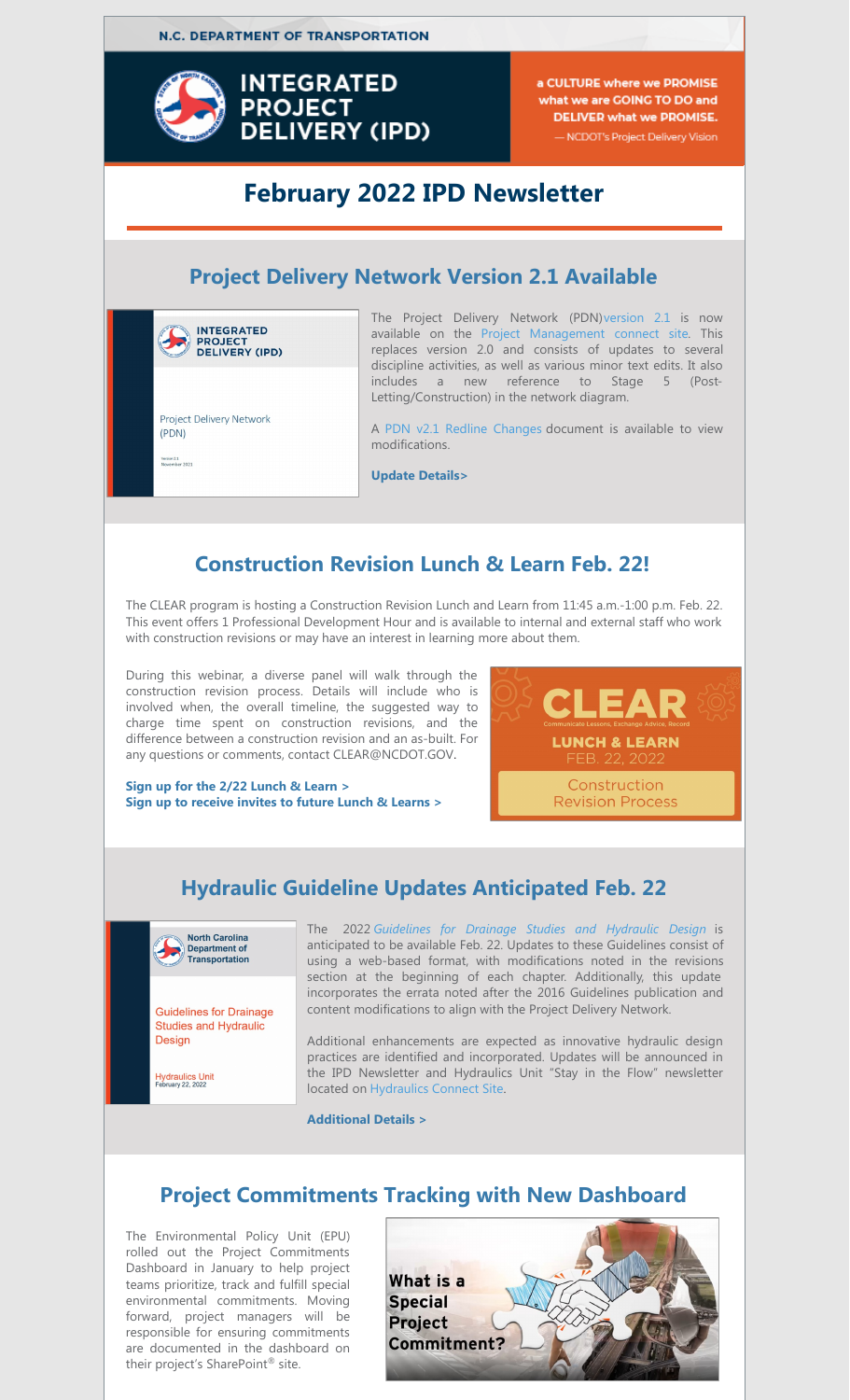N.C. DEPARTMENT OF TRANSPORTATION

# INTEGRATED PROJECT DELIVERY (IPD)

a CULTURE where we PROMISE what we are GOING TO DO and DELIVER what we PROMISE.
— NCDOT's Project Delivery Vision

# February 2022 IPD Newsletter

## Project Delivery Network Version 2.1 Available

The Project Delivery Network (PDN) version 2.1 is now available on the Project Management connect site. This replaces version 2.0 and consists of updates to several discipline activities, as well as various minor text edits. It also includes a new reference to Stage 5 (Post-Letting/Construction) in the network diagram.

A PDN v2.1 Redline Changes document is available to view modifications.

**Update Details>**

## Construction Revision Lunch & Learn Feb. 22!

The CLEAR program is hosting a Construction Revision Lunch and Learn from 11:45 a.m.-1:00 p.m. Feb. 22. This event offers 1 Professional Development Hour and is available to internal and external staff who work with construction revisions or may have an interest in learning more about them.

During this webinar, a diverse panel will walk through the construction revision process. Details will include who is involved when, the overall timeline, the suggested way to charge time spent on construction revisions, and the difference between a construction revision and an as-built. For any questions or comments, contact CLEAR@NCDOT.GOV.

**Sign up for the 2/22 Lunch & Learn >**
**Sign up to receive invites to future Lunch & Learns >**

## Hydraulic Guideline Updates Anticipated Feb. 22

The 2022 *Guidelines for Drainage Studies and Hydraulic Design* is anticipated to be available Feb. 22. Updates to these Guidelines consist of using a web-based format, with modifications noted in the revisions section at the beginning of each chapter. Additionally, this update incorporates the errata noted after the 2016 Guidelines publication and content modifications to align with the Project Delivery Network.

Additional enhancements are expected as innovative hydraulic design practices are identified and incorporated. Updates will be announced in the IPD Newsletter and Hydraulics Unit "Stay in the Flow" newsletter located on Hydraulics Connect Site.

**Additional Details >**

## Project Commitments Tracking with New Dashboard

The Environmental Policy Unit (EPU) rolled out the Project Commitments Dashboard in January to help project teams prioritize, track and fulfill special environmental commitments. Moving forward, project managers will be responsible for ensuring commitments are documented in the dashboard on their project's SharePoint® site.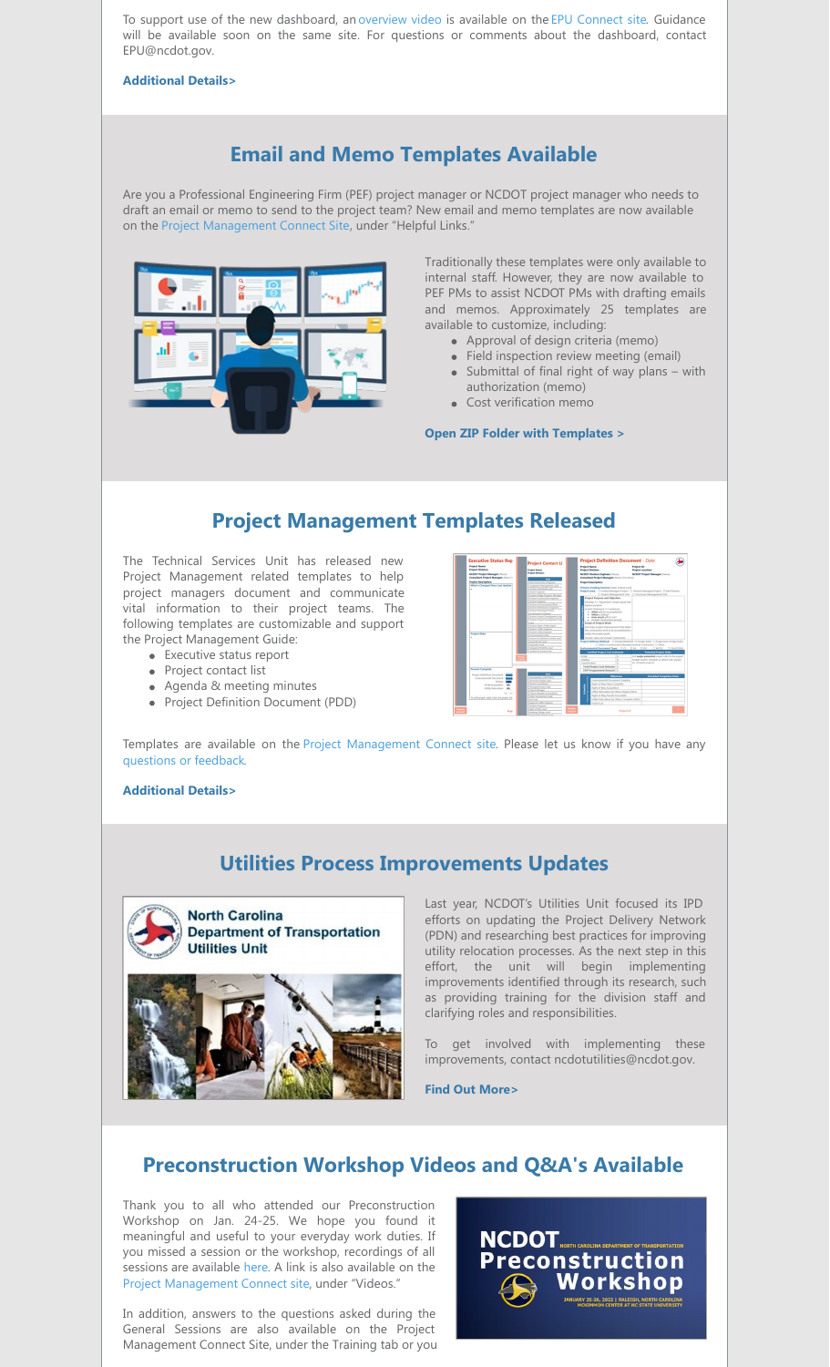To support use of the new dashboard, an overview video is available on the EPU Connect site. Guidance will be available soon on the same site. For questions or comments about the dashboard, contact EPU@ncdot.gov.

**Additional Details>**

## Email and Memo Templates Available

Are you a Professional Engineering Firm (PEF) project manager or NCDOT project manager who needs to draft an email or memo to send to the project team? New email and memo templates are now available on the Project Management Connect Site, under "Helpful Links."

Traditionally these templates were only available to internal staff. However, they are now available to PEF PMs to assist NCDOT PMs with drafting emails and memos. Approximately 25 templates are available to customize, including:

- Approval of design criteria (memo)
- Field inspection review meeting (email)
- Submittal of final right of way plans – with authorization (memo)
- Cost verification memo

**Open ZIP Folder with Templates >**

## Project Management Templates Released

The Technical Services Unit has released new Project Management related templates to help project managers document and communicate vital information to their project teams. The following templates are customizable and support the Project Management Guide:

- Executive status report
- Project contact list
- Agenda & meeting minutes
- Project Definition Document (PDD)

Templates are available on the Project Management Connect site. Please let us know if you have any questions or feedback.

**Additional Details>**

## Utilities Process Improvements Updates

Last year, NCDOT's Utilities Unit focused its IPD efforts on updating the Project Delivery Network (PDN) and researching best practices for improving utility relocation processes. As the next step in this effort, the unit will begin implementing improvements identified through its research, such as providing training for the division staff and clarifying roles and responsibilities.

To get involved with implementing these improvements, contact ncdotutilities@ncdot.gov.

**Find Out More>**

## Preconstruction Workshop Videos and Q&A's Available

Thank you to all who attended our Preconstruction Workshop on Jan. 24-25. We hope you found it meaningful and useful to your everyday work duties. If you missed a session or the workshop, recordings of all sessions are available here. A link is also available on the Project Management Connect site, under "Videos."

In addition, answers to the questions asked during the General Sessions are also available on the Project Management Connect Site, under the Training tab or you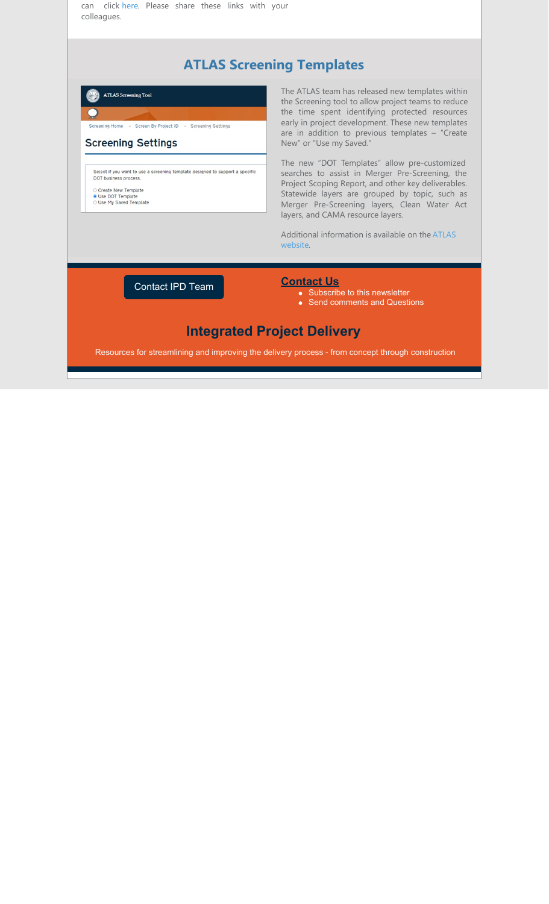can click here. Please share these links with your colleagues.

## ATLAS Screening Templates

The ATLAS team has released new templates within the Screening tool to allow project teams to reduce the time spent identifying protected resources early in project development. These new templates are in addition to previous templates – "Create New" or "Use my Saved."

The new "DOT Templates" allow pre-customized searches to assist in Merger Pre-Screening, the Project Scoping Report, and other key deliverables. Statewide layers are grouped by topic, such as Merger Pre-Screening layers, Clean Water Act layers, and CAMA resource layers.

Additional information is available on the ATLAS website.

Contact IPD Team

**Contact Us**

- Subscribe to this newsletter
- Send comments and Questions

## Integrated Project Delivery

Resources for streamlining and improving the delivery process - from concept through construction